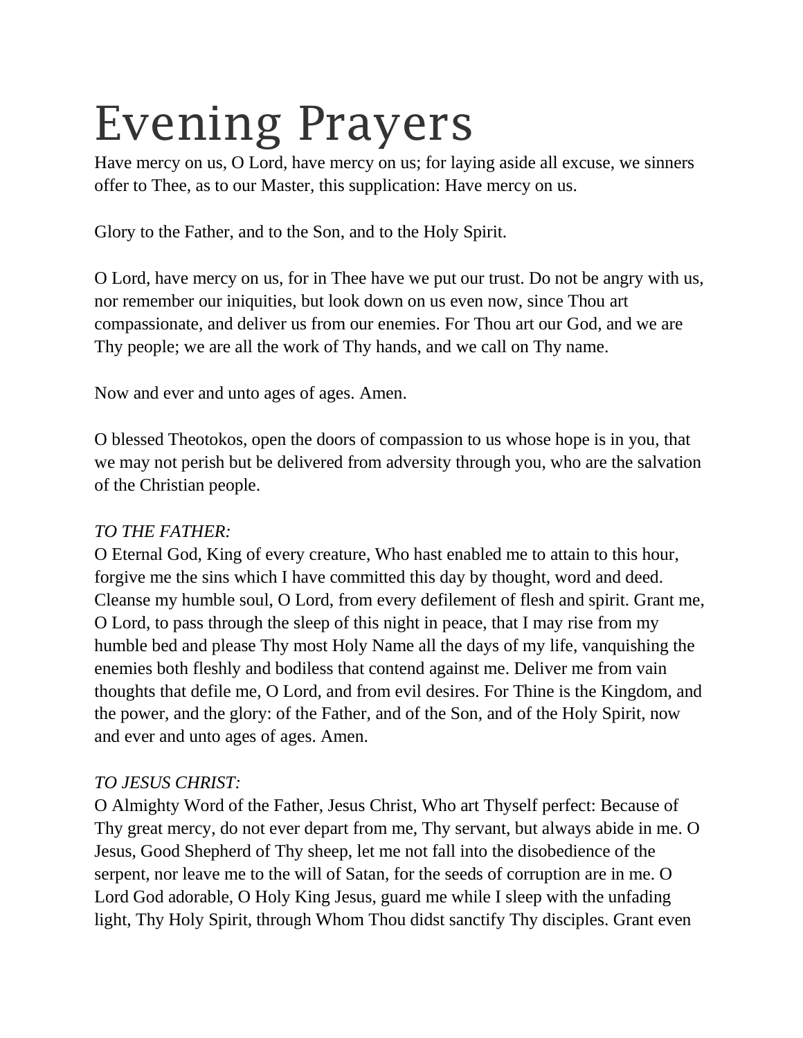# Evening Prayers

Have mercy on us, O Lord, have mercy on us; for laying aside all excuse, we sinners offer to Thee, as to our Master, this supplication: Have mercy on us.

Glory to the Father, and to the Son, and to the Holy Spirit.

O Lord, have mercy on us, for in Thee have we put our trust. Do not be angry with us, nor remember our iniquities, but look down on us even now, since Thou art compassionate, and deliver us from our enemies. For Thou art our God, and we are Thy people; we are all the work of Thy hands, and we call on Thy name.

Now and ever and unto ages of ages. Amen.

O blessed Theotokos, open the doors of compassion to us whose hope is in you, that we may not perish but be delivered from adversity through you, who are the salvation of the Christian people.

*TO THE FATHER:*

O Eternal God, King of every creature, Who hast enabled me to attain to this hour, forgive me the sins which I have committed this day by thought, word and deed. Cleanse my humble soul, O Lord, from every defilement of flesh and spirit. Grant me, O Lord, to pass through the sleep of this night in peace, that I may rise from my humble bed and please Thy most Holy Name all the days of my life, vanquishing the enemies both fleshly and bodiless that contend against me. Deliver me from vain thoughts that defile me, O Lord, and from evil desires. For Thine is the Kingdom, and the power, and the glory: of the Father, and of the Son, and of the Holy Spirit, now and ever and unto ages of ages. Amen.

*TO JESUS CHRIST:*

O Almighty Word of the Father, Jesus Christ, Who art Thyself perfect: Because of Thy great mercy, do not ever depart from me, Thy servant, but always abide in me. O Jesus, Good Shepherd of Thy sheep, let me not fall into the disobedience of the serpent, nor leave me to the will of Satan, for the seeds of corruption are in me. O Lord God adorable, O Holy King Jesus, guard me while I sleep with the unfading light, Thy Holy Spirit, through Whom Thou didst sanctify Thy disciples. Grant even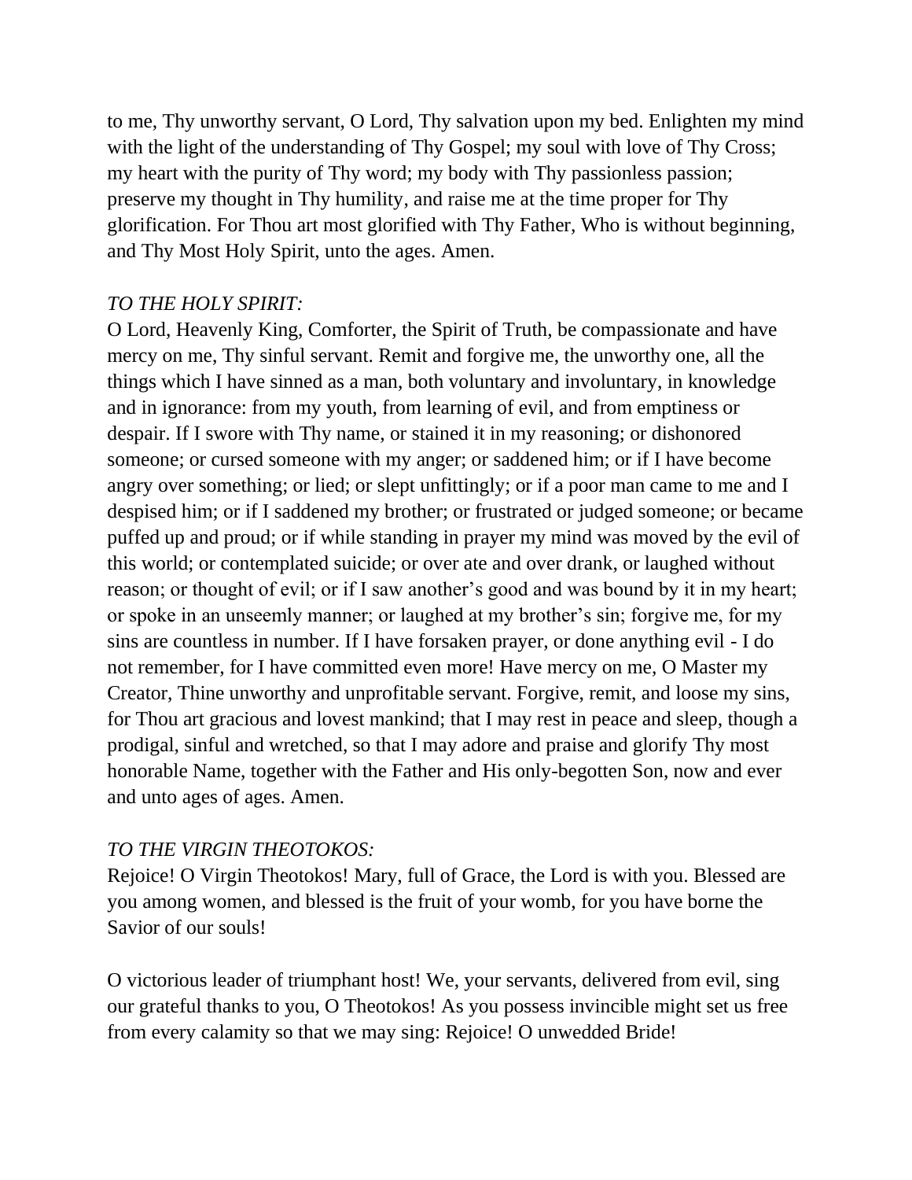to me, Thy unworthy servant, O Lord, Thy salvation upon my bed. Enlighten my mind with the light of the understanding of Thy Gospel; my soul with love of Thy Cross; my heart with the purity of Thy word; my body with Thy passionless passion; preserve my thought in Thy humility, and raise me at the time proper for Thy glorification. For Thou art most glorified with Thy Father, Who is without beginning, and Thy Most Holy Spirit, unto the ages. Amen.

*TO THE HOLY SPIRIT:*
O Lord, Heavenly King, Comforter, the Spirit of Truth, be compassionate and have mercy on me, Thy sinful servant. Remit and forgive me, the unworthy one, all the things which I have sinned as a man, both voluntary and involuntary, in knowledge and in ignorance: from my youth, from learning of evil, and from emptiness or despair. If I swore with Thy name, or stained it in my reasoning; or dishonored someone; or cursed someone with my anger; or saddened him; or if I have become angry over something; or lied; or slept unfittingly; or if a poor man came to me and I despised him; or if I saddened my brother; or frustrated or judged someone; or became puffed up and proud; or if while standing in prayer my mind was moved by the evil of this world; or contemplated suicide; or over ate and over drank, or laughed without reason; or thought of evil; or if I saw another's good and was bound by it in my heart; or spoke in an unseemly manner; or laughed at my brother's sin; forgive me, for my sins are countless in number. If I have forsaken prayer, or done anything evil - I do not remember, for I have committed even more! Have mercy on me, O Master my Creator, Thine unworthy and unprofitable servant. Forgive, remit, and loose my sins, for Thou art gracious and lovest mankind; that I may rest in peace and sleep, though a prodigal, sinful and wretched, so that I may adore and praise and glorify Thy most honorable Name, together with the Father and His only-begotten Son, now and ever and unto ages of ages. Amen.

*TO THE VIRGIN THEOTOKOS:*
Rejoice! O Virgin Theotokos! Mary, full of Grace, the Lord is with you. Blessed are you among women, and blessed is the fruit of your womb, for you have borne the Savior of our souls!

O victorious leader of triumphant host! We, your servants, delivered from evil, sing our grateful thanks to you, O Theotokos! As you possess invincible might set us free from every calamity so that we may sing: Rejoice! O unwedded Bride!